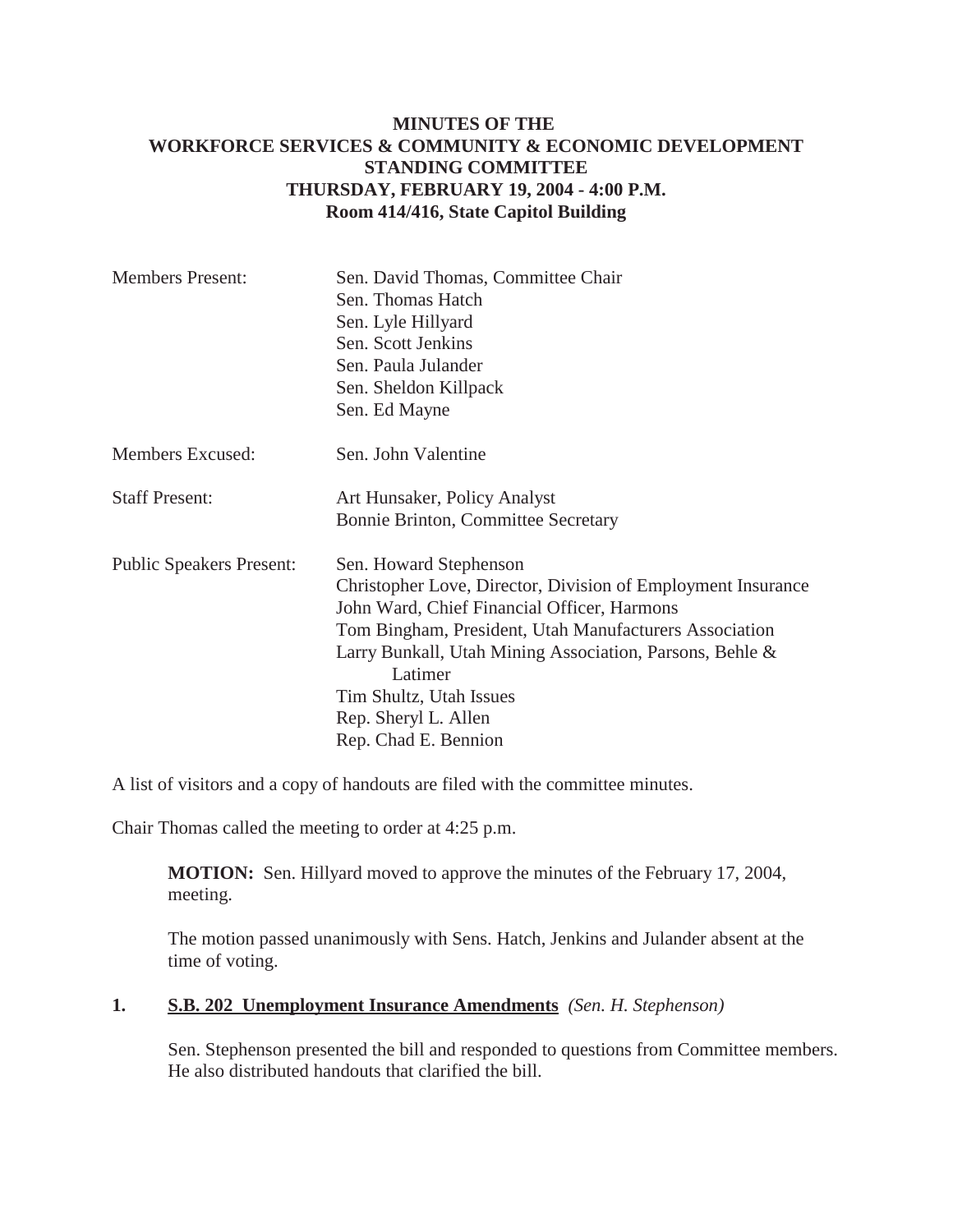**MINUTES OF THE**
**WORKFORCE SERVICES & COMMUNITY & ECONOMIC DEVELOPMENT**
**STANDING COMMITTEE**
**THURSDAY, FEBRUARY 19, 2004 - 4:00 P.M.**
**Room 414/416, State Capitol Building**

| | |
|---|---|
| Members Present: | Sen. David Thomas, Committee Chair<br>Sen. Thomas Hatch<br>Sen. Lyle Hillyard<br>Sen. Scott Jenkins<br>Sen. Paula Julander<br>Sen. Sheldon Killpack<br>Sen. Ed Mayne |
| Members Excused: | Sen. John Valentine |
| Staff Present: | Art Hunsaker, Policy Analyst<br>Bonnie Brinton, Committee Secretary |
| Public Speakers Present: | Sen. Howard Stephenson<br>Christopher Love, Director, Division of Employment Insurance<br>John Ward, Chief Financial Officer, Harmons<br>Tom Bingham, President, Utah Manufacturers Association<br>Larry Bunkall, Utah Mining Association, Parsons, Behle & Latimer<br>Tim Shultz, Utah Issues<br>Rep. Sheryl L. Allen<br>Rep. Chad E. Bennion |

A list of visitors and a copy of handouts are filed with the committee minutes.

Chair Thomas called the meeting to order at 4:25 p.m.

> **MOTION:** Sen. Hillyard moved to approve the minutes of the February 17, 2004, meeting.
>
> The motion passed unanimously with Sens. Hatch, Jenkins and Julander absent at the time of voting.

**1. S.B. 202 Unemployment Insurance Amendments** *(Sen. H. Stephenson)*

Sen. Stephenson presented the bill and responded to questions from Committee members. He also distributed handouts that clarified the bill.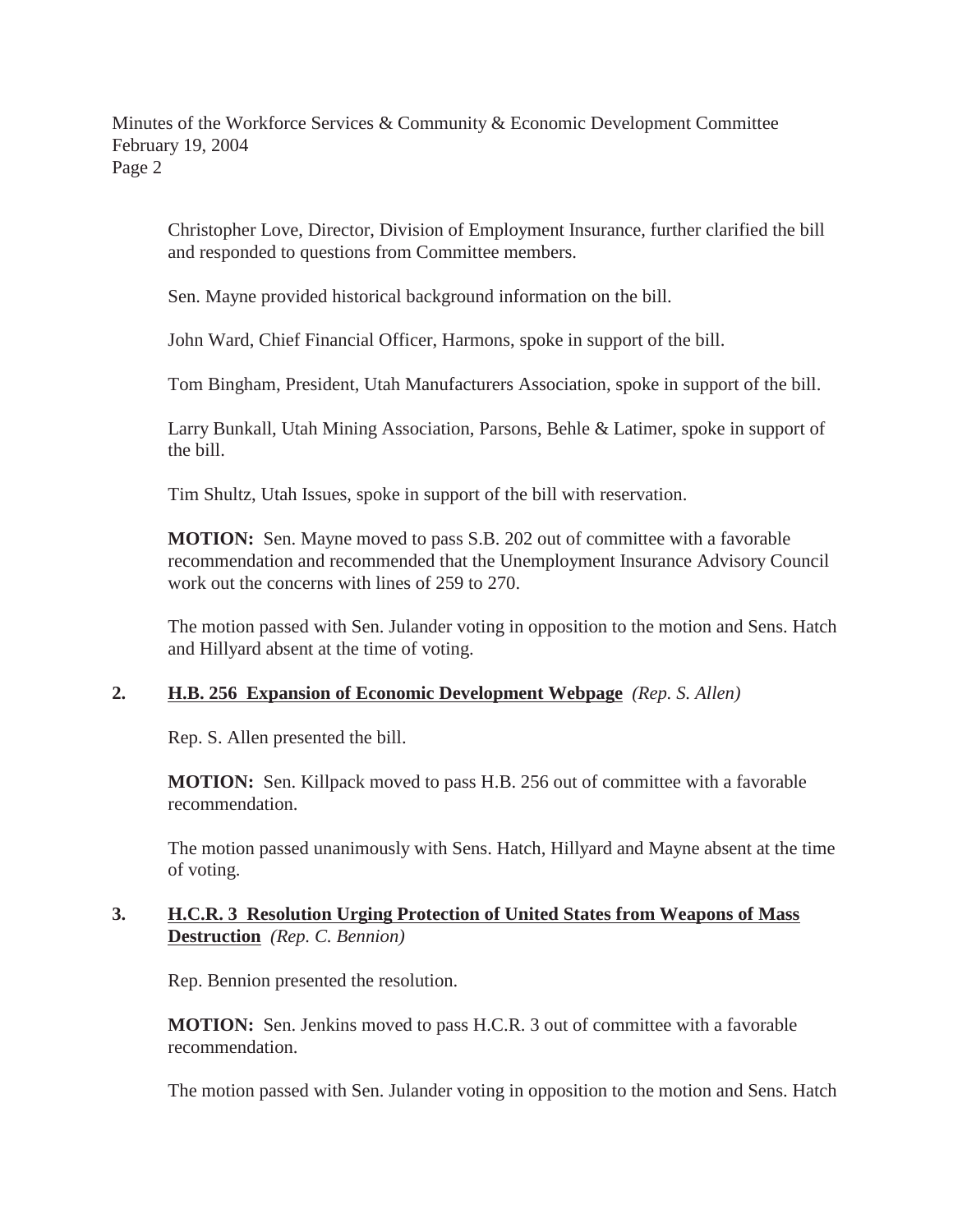Christopher Love, Director, Division of Employment Insurance, further clarified the bill and responded to questions from Committee members.

Sen. Mayne provided historical background information on the bill.

John Ward, Chief Financial Officer, Harmons, spoke in support of the bill.

Tom Bingham, President, Utah Manufacturers Association, spoke in support of the bill.

Larry Bunkall, Utah Mining Association, Parsons, Behle & Latimer, spoke in support of the bill.

Tim Shultz, Utah Issues, spoke in support of the bill with reservation.

**MOTION:** Sen. Mayne moved to pass S.B. 202 out of committee with a favorable recommendation and recommended that the Unemployment Insurance Advisory Council work out the concerns with lines of 259 to 270.

The motion passed with Sen. Julander voting in opposition to the motion and Sens. Hatch and Hillyard absent at the time of voting.

**2. <u>H.B. 256 Expansion of Economic Development Webpage</u>** *(Rep. S. Allen)*

Rep. S. Allen presented the bill.

**MOTION:** Sen. Killpack moved to pass H.B. 256 out of committee with a favorable recommendation.

The motion passed unanimously with Sens. Hatch, Hillyard and Mayne absent at the time of voting.

**3. <u>H.C.R. 3 Resolution Urging Protection of United States from Weapons of Mass Destruction</u>** *(Rep. C. Bennion)*

Rep. Bennion presented the resolution.

**MOTION:** Sen. Jenkins moved to pass H.C.R. 3 out of committee with a favorable recommendation.

The motion passed with Sen. Julander voting in opposition to the motion and Sens. Hatch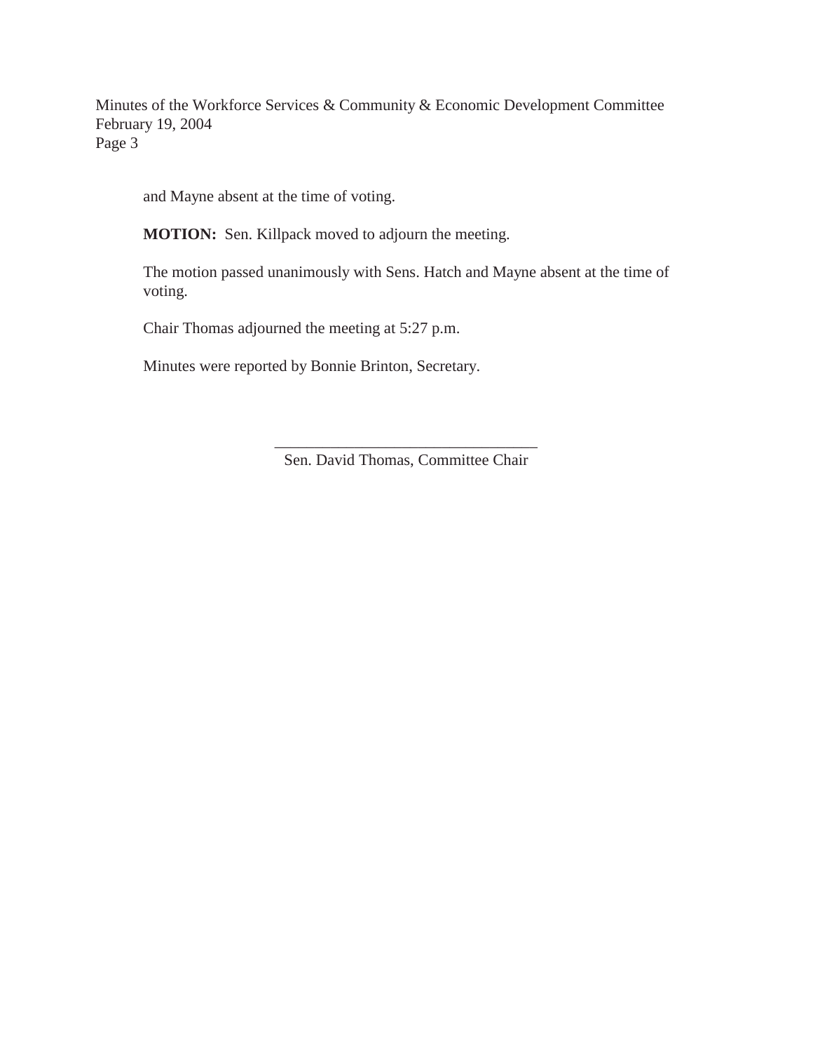and Mayne absent at the time of voting.

**MOTION:** Sen. Killpack moved to adjourn the meeting.

The motion passed unanimously with Sens. Hatch and Mayne absent at the time of voting.

Chair Thomas adjourned the meeting at 5:27 p.m.

Minutes were reported by Bonnie Brinton, Secretary.

\_\_\_\_\_\_\_\_\_\_\_\_\_\_\_\_\_\_\_\_\_\_\_\_\_\_\_\_\_\_\_\_\_

Sen. David Thomas, Committee Chair